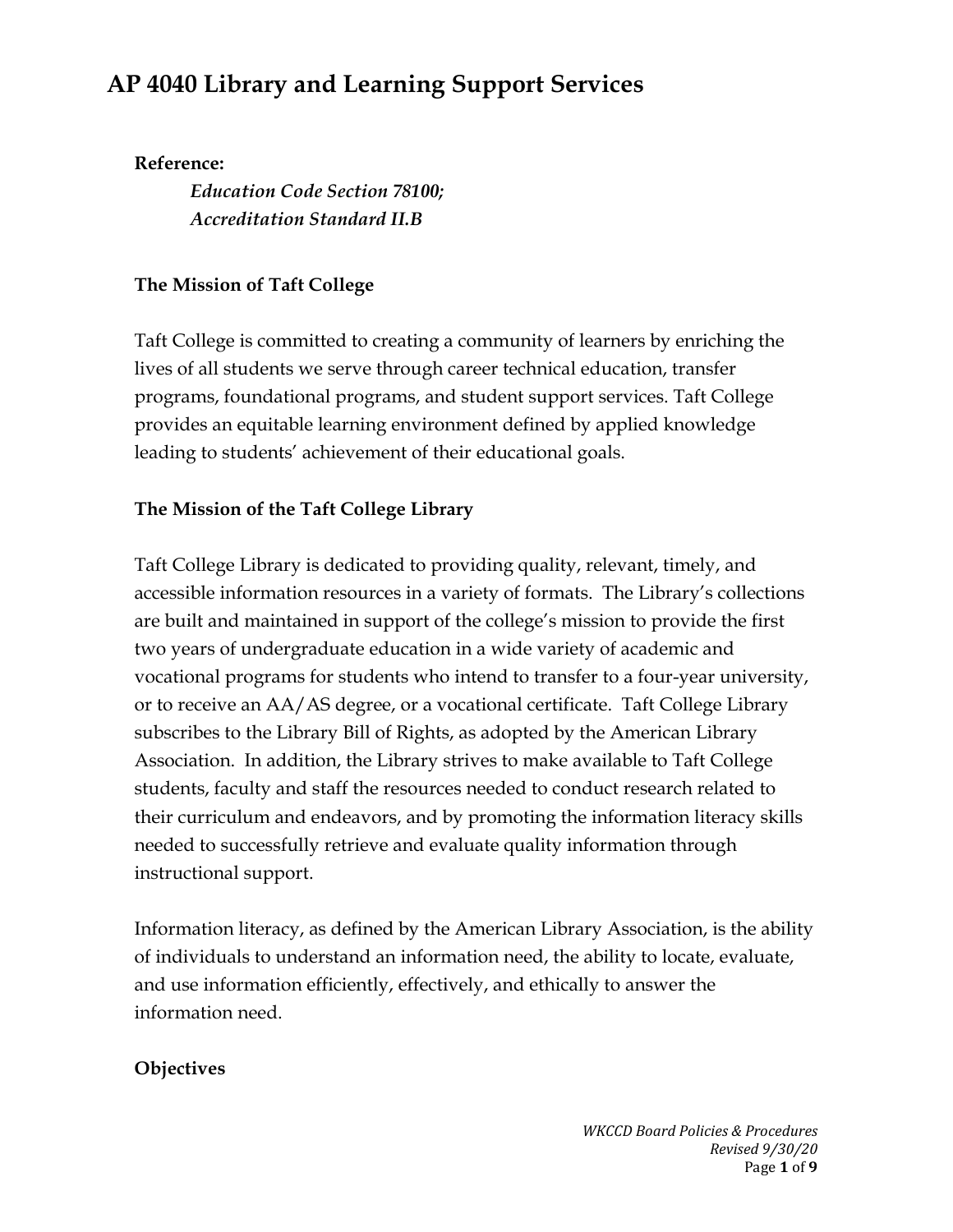# AP 4040 Library and Learning Support Services

**Reference:**

*Education Code Section 78100;*
*Accreditation Standard II.B*

### The Mission of Taft College

Taft College is committed to creating a community of learners by enriching the lives of all students we serve through career technical education, transfer programs, foundational programs, and student support services. Taft College provides an equitable learning environment defined by applied knowledge leading to students' achievement of their educational goals.

### The Mission of the Taft College Library

Taft College Library is dedicated to providing quality, relevant, timely, and accessible information resources in a variety of formats. The Library's collections are built and maintained in support of the college's mission to provide the first two years of undergraduate education in a wide variety of academic and vocational programs for students who intend to transfer to a four-year university, or to receive an AA/AS degree, or a vocational certificate. Taft College Library subscribes to the Library Bill of Rights, as adopted by the American Library Association. In addition, the Library strives to make available to Taft College students, faculty and staff the resources needed to conduct research related to their curriculum and endeavors, and by promoting the information literacy skills needed to successfully retrieve and evaluate quality information through instructional support.

Information literacy, as defined by the American Library Association, is the ability of individuals to understand an information need, the ability to locate, evaluate, and use information efficiently, effectively, and ethically to answer the information need.

### Objectives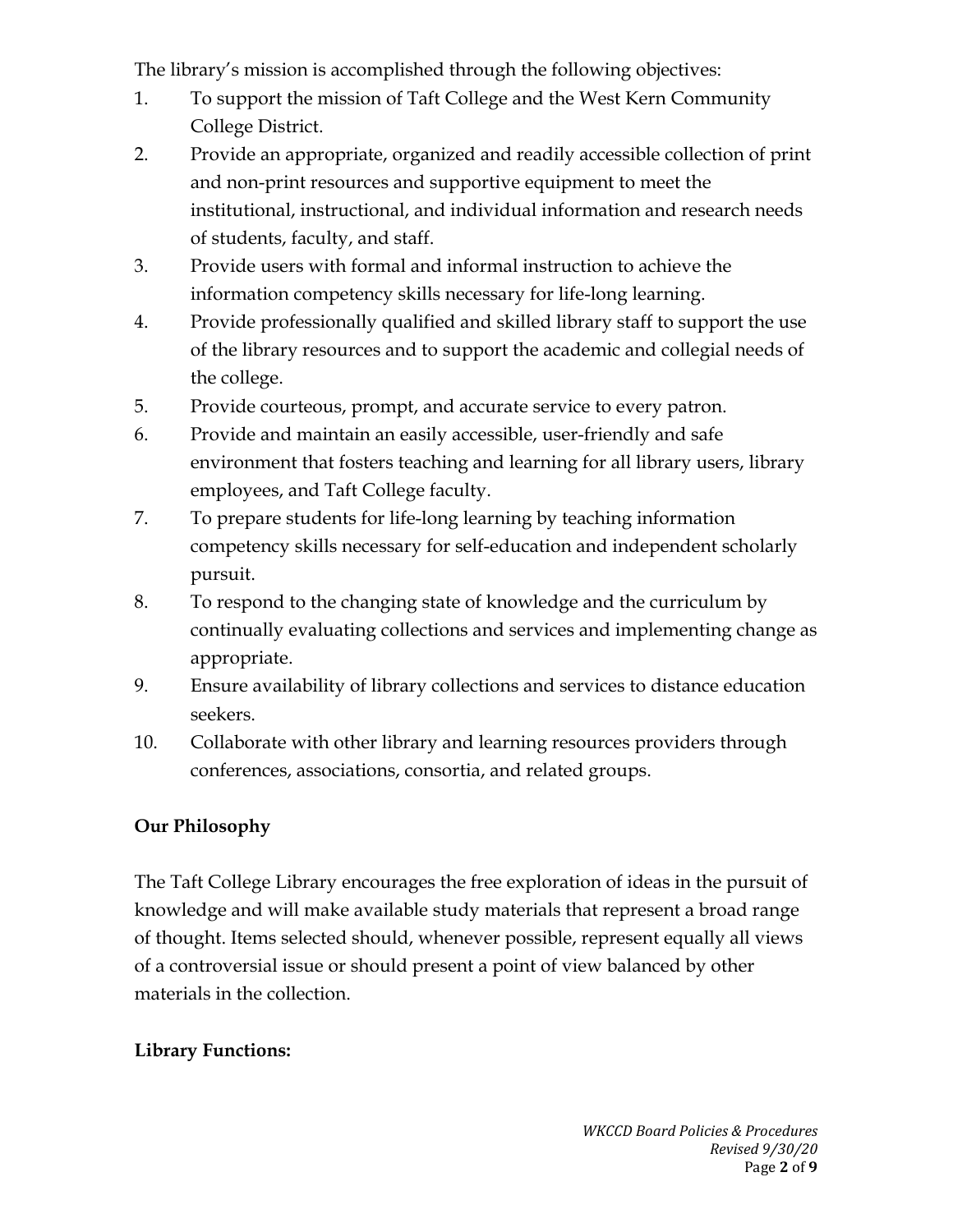The library's mission is accomplished through the following objectives:

1. To support the mission of Taft College and the West Kern Community College District.
2. Provide an appropriate, organized and readily accessible collection of print and non-print resources and supportive equipment to meet the institutional, instructional, and individual information and research needs of students, faculty, and staff.
3. Provide users with formal and informal instruction to achieve the information competency skills necessary for life-long learning.
4. Provide professionally qualified and skilled library staff to support the use of the library resources and to support the academic and collegial needs of the college.
5. Provide courteous, prompt, and accurate service to every patron.
6. Provide and maintain an easily accessible, user-friendly and safe environment that fosters teaching and learning for all library users, library employees, and Taft College faculty.
7. To prepare students for life-long learning by teaching information competency skills necessary for self-education and independent scholarly pursuit.
8. To respond to the changing state of knowledge and the curriculum by continually evaluating collections and services and implementing change as appropriate.
9. Ensure availability of library collections and services to distance education seekers.
10. Collaborate with other library and learning resources providers through conferences, associations, consortia, and related groups.

**Our Philosophy**

The Taft College Library encourages the free exploration of ideas in the pursuit of knowledge and will make available study materials that represent a broad range of thought. Items selected should, whenever possible, represent equally all views of a controversial issue or should present a point of view balanced by other materials in the collection.

**Library Functions:**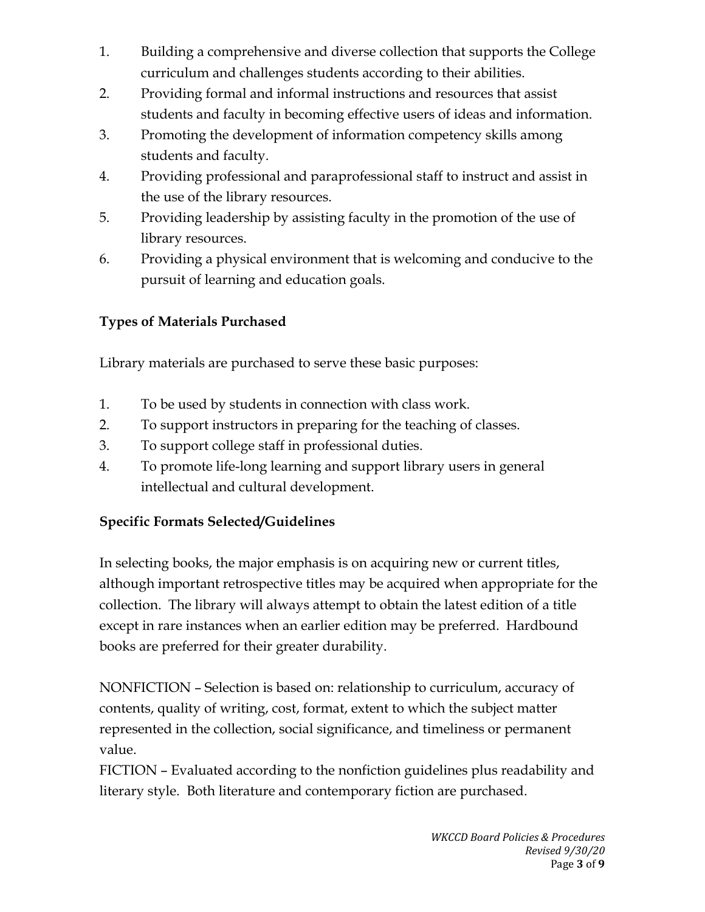1. Building a comprehensive and diverse collection that supports the College curriculum and challenges students according to their abilities.
2. Providing formal and informal instructions and resources that assist students and faculty in becoming effective users of ideas and information.
3. Promoting the development of information competency skills among students and faculty.
4. Providing professional and paraprofessional staff to instruct and assist in the use of the library resources.
5. Providing leadership by assisting faculty in the promotion of the use of library resources.
6. Providing a physical environment that is welcoming and conducive to the pursuit of learning and education goals.

**Types of Materials Purchased**

Library materials are purchased to serve these basic purposes:

1. To be used by students in connection with class work.
2. To support instructors in preparing for the teaching of classes.
3. To support college staff in professional duties.
4. To promote life-long learning and support library users in general intellectual and cultural development.

**Specific Formats Selected/Guidelines**

In selecting books, the major emphasis is on acquiring new or current titles, although important retrospective titles may be acquired when appropriate for the collection. The library will always attempt to obtain the latest edition of a title except in rare instances when an earlier edition may be preferred. Hardbound books are preferred for their greater durability.

NONFICTION – Selection is based on: relationship to curriculum, accuracy of contents, quality of writing, cost, format, extent to which the subject matter represented in the collection, social significance, and timeliness or permanent value.

FICTION – Evaluated according to the nonfiction guidelines plus readability and literary style. Both literature and contemporary fiction are purchased.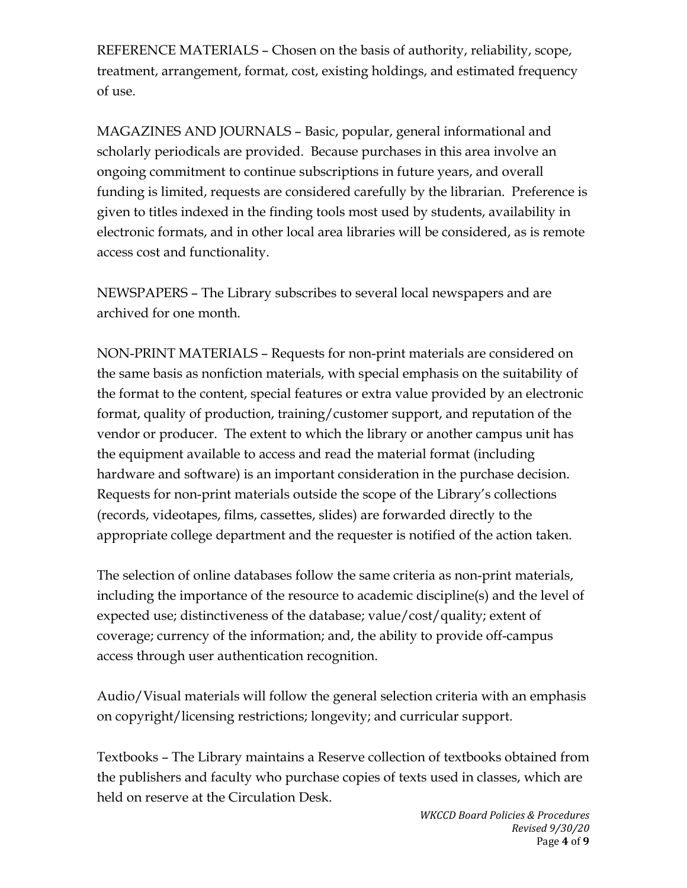REFERENCE MATERIALS – Chosen on the basis of authority, reliability, scope, treatment, arrangement, format, cost, existing holdings, and estimated frequency of use.

MAGAZINES AND JOURNALS – Basic, popular, general informational and scholarly periodicals are provided. Because purchases in this area involve an ongoing commitment to continue subscriptions in future years, and overall funding is limited, requests are considered carefully by the librarian. Preference is given to titles indexed in the finding tools most used by students, availability in electronic formats, and in other local area libraries will be considered, as is remote access cost and functionality.

NEWSPAPERS – The Library subscribes to several local newspapers and are archived for one month.

NON-PRINT MATERIALS – Requests for non-print materials are considered on the same basis as nonfiction materials, with special emphasis on the suitability of the format to the content, special features or extra value provided by an electronic format, quality of production, training/customer support, and reputation of the vendor or producer. The extent to which the library or another campus unit has the equipment available to access and read the material format (including hardware and software) is an important consideration in the purchase decision. Requests for non-print materials outside the scope of the Library's collections (records, videotapes, films, cassettes, slides) are forwarded directly to the appropriate college department and the requester is notified of the action taken.

The selection of online databases follow the same criteria as non-print materials, including the importance of the resource to academic discipline(s) and the level of expected use; distinctiveness of the database; value/cost/quality; extent of coverage; currency of the information; and, the ability to provide off-campus access through user authentication recognition.

Audio/Visual materials will follow the general selection criteria with an emphasis on copyright/licensing restrictions; longevity; and curricular support.

Textbooks – The Library maintains a Reserve collection of textbooks obtained from the publishers and faculty who purchase copies of texts used in classes, which are held on reserve at the Circulation Desk.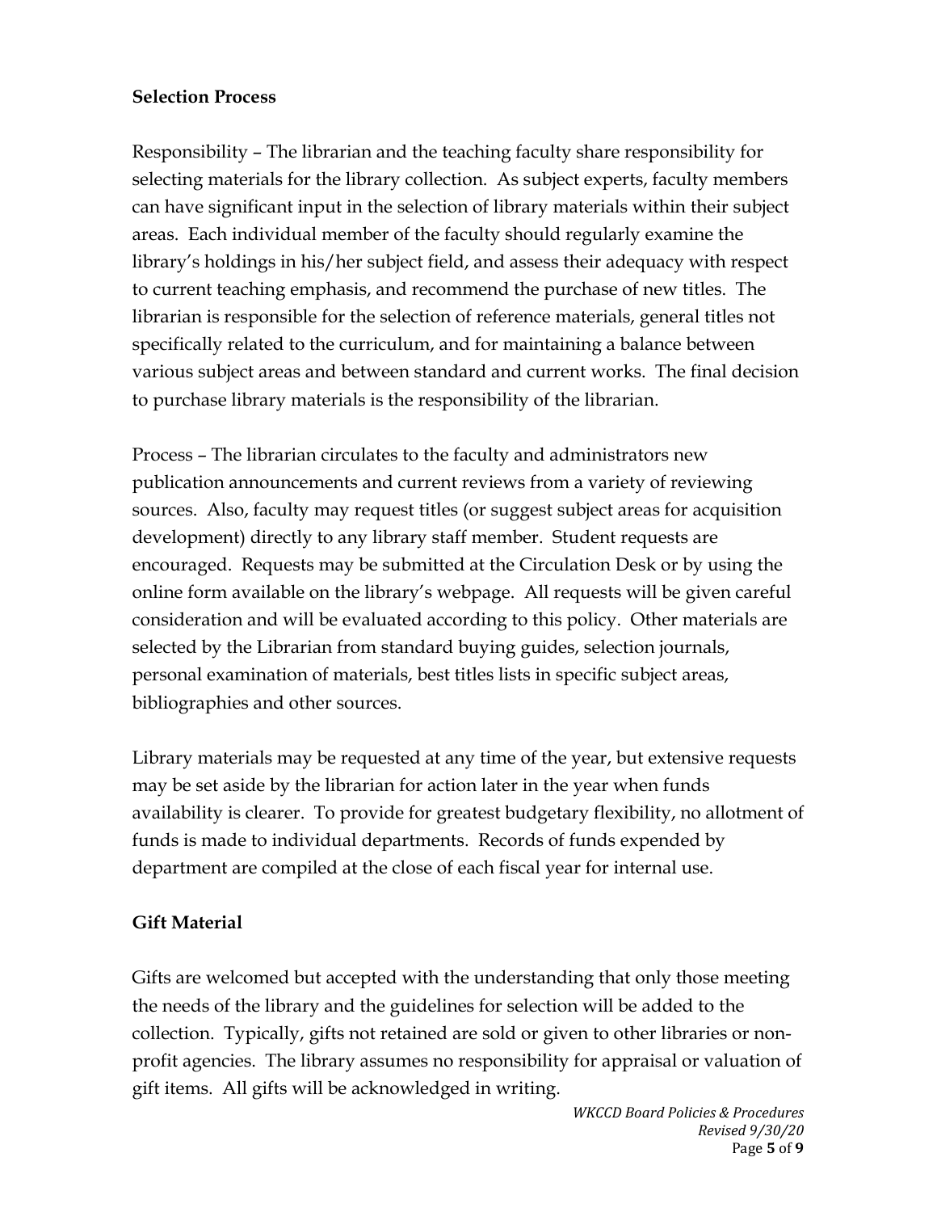**Selection Process**

Responsibility – The librarian and the teaching faculty share responsibility for selecting materials for the library collection. As subject experts, faculty members can have significant input in the selection of library materials within their subject areas. Each individual member of the faculty should regularly examine the library's holdings in his/her subject field, and assess their adequacy with respect to current teaching emphasis, and recommend the purchase of new titles. The librarian is responsible for the selection of reference materials, general titles not specifically related to the curriculum, and for maintaining a balance between various subject areas and between standard and current works. The final decision to purchase library materials is the responsibility of the librarian.

Process – The librarian circulates to the faculty and administrators new publication announcements and current reviews from a variety of reviewing sources. Also, faculty may request titles (or suggest subject areas for acquisition development) directly to any library staff member. Student requests are encouraged. Requests may be submitted at the Circulation Desk or by using the online form available on the library's webpage. All requests will be given careful consideration and will be evaluated according to this policy. Other materials are selected by the Librarian from standard buying guides, selection journals, personal examination of materials, best titles lists in specific subject areas, bibliographies and other sources.

Library materials may be requested at any time of the year, but extensive requests may be set aside by the librarian for action later in the year when funds availability is clearer. To provide for greatest budgetary flexibility, no allotment of funds is made to individual departments. Records of funds expended by department are compiled at the close of each fiscal year for internal use.

**Gift Material**

Gifts are welcomed but accepted with the understanding that only those meeting the needs of the library and the guidelines for selection will be added to the collection. Typically, gifts not retained are sold or given to other libraries or non-profit agencies. The library assumes no responsibility for appraisal or valuation of gift items. All gifts will be acknowledged in writing.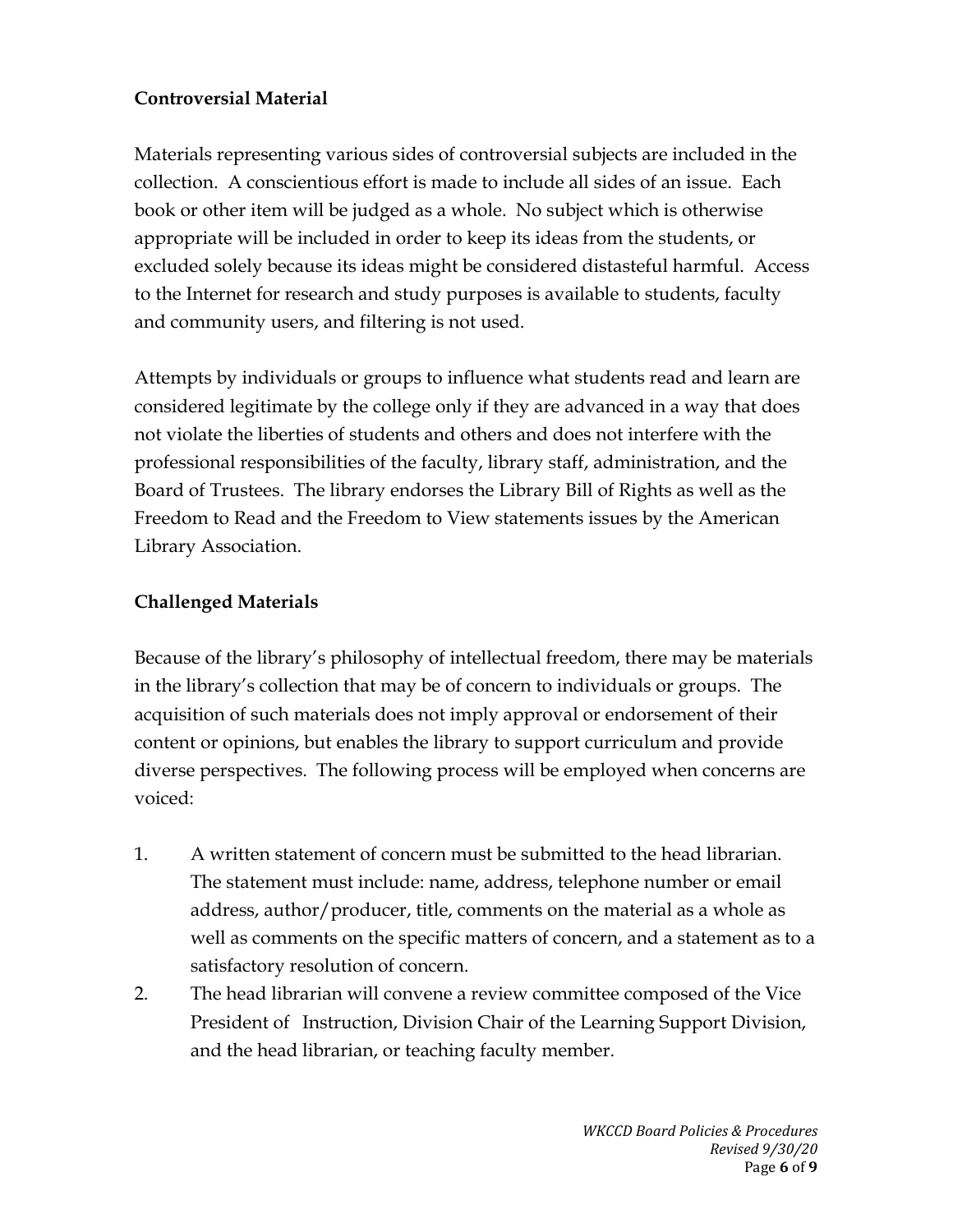**Controversial Material**

Materials representing various sides of controversial subjects are included in the collection. A conscientious effort is made to include all sides of an issue. Each book or other item will be judged as a whole. No subject which is otherwise appropriate will be included in order to keep its ideas from the students, or excluded solely because its ideas might be considered distasteful harmful. Access to the Internet for research and study purposes is available to students, faculty and community users, and filtering is not used.

Attempts by individuals or groups to influence what students read and learn are considered legitimate by the college only if they are advanced in a way that does not violate the liberties of students and others and does not interfere with the professional responsibilities of the faculty, library staff, administration, and the Board of Trustees. The library endorses the Library Bill of Rights as well as the Freedom to Read and the Freedom to View statements issues by the American Library Association.

**Challenged Materials**

Because of the library's philosophy of intellectual freedom, there may be materials in the library's collection that may be of concern to individuals or groups. The acquisition of such materials does not imply approval or endorsement of their content or opinions, but enables the library to support curriculum and provide diverse perspectives. The following process will be employed when concerns are voiced:

1. A written statement of concern must be submitted to the head librarian. The statement must include: name, address, telephone number or email address, author/producer, title, comments on the material as a whole as well as comments on the specific matters of concern, and a statement as to a satisfactory resolution of concern.
2. The head librarian will convene a review committee composed of the Vice President of Instruction, Division Chair of the Learning Support Division, and the head librarian, or teaching faculty member.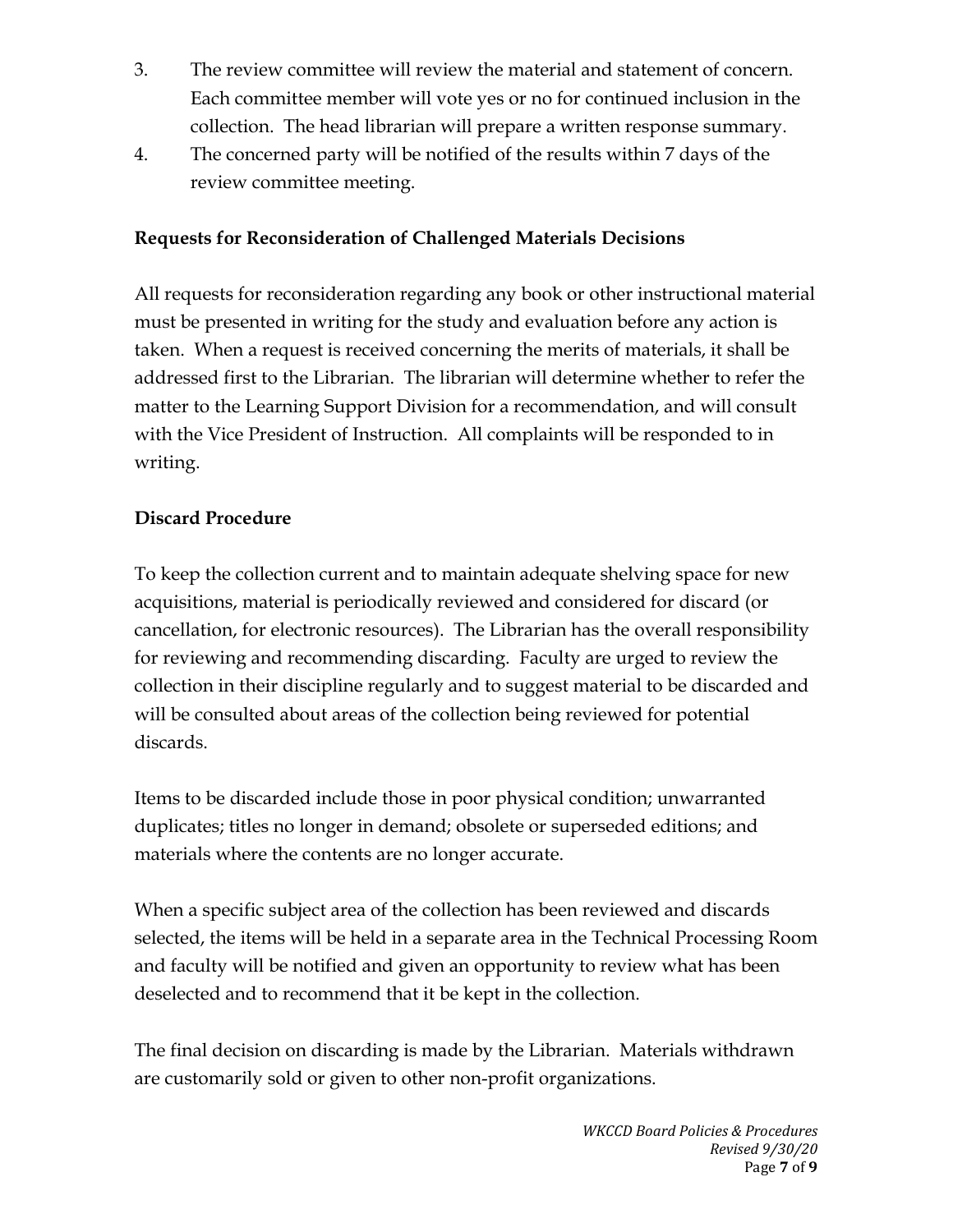3. The review committee will review the material and statement of concern. Each committee member will vote yes or no for continued inclusion in the collection. The head librarian will prepare a written response summary.
4. The concerned party will be notified of the results within 7 days of the review committee meeting.

**Requests for Reconsideration of Challenged Materials Decisions**

All requests for reconsideration regarding any book or other instructional material must be presented in writing for the study and evaluation before any action is taken. When a request is received concerning the merits of materials, it shall be addressed first to the Librarian. The librarian will determine whether to refer the matter to the Learning Support Division for a recommendation, and will consult with the Vice President of Instruction. All complaints will be responded to in writing.

**Discard Procedure**

To keep the collection current and to maintain adequate shelving space for new acquisitions, material is periodically reviewed and considered for discard (or cancellation, for electronic resources). The Librarian has the overall responsibility for reviewing and recommending discarding. Faculty are urged to review the collection in their discipline regularly and to suggest material to be discarded and will be consulted about areas of the collection being reviewed for potential discards.

Items to be discarded include those in poor physical condition; unwarranted duplicates; titles no longer in demand; obsolete or superseded editions; and materials where the contents are no longer accurate.

When a specific subject area of the collection has been reviewed and discards selected, the items will be held in a separate area in the Technical Processing Room and faculty will be notified and given an opportunity to review what has been deselected and to recommend that it be kept in the collection.

The final decision on discarding is made by the Librarian. Materials withdrawn are customarily sold or given to other non-profit organizations.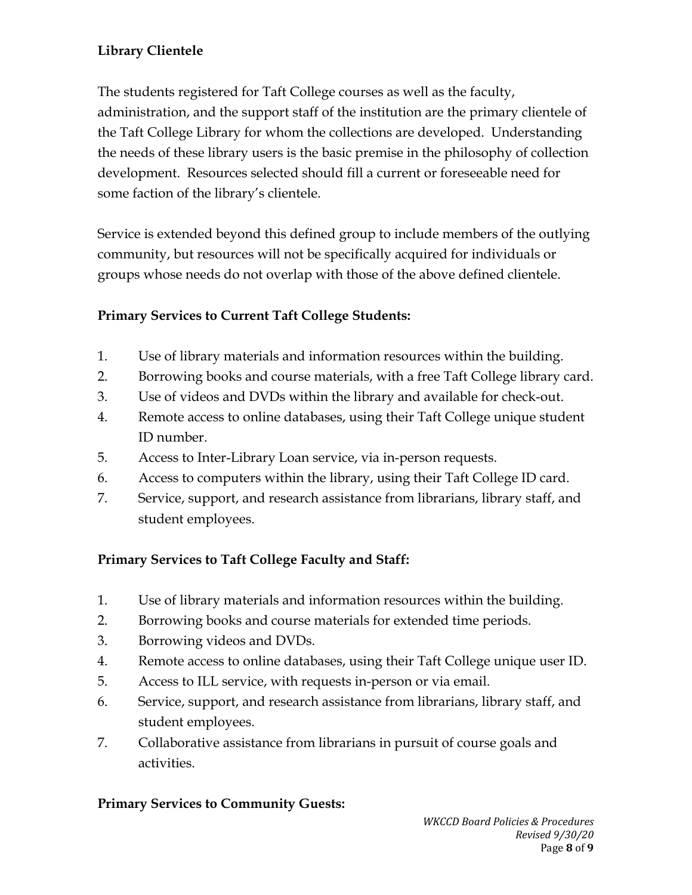**Library Clientele**

The students registered for Taft College courses as well as the faculty, administration, and the support staff of the institution are the primary clientele of the Taft College Library for whom the collections are developed. Understanding the needs of these library users is the basic premise in the philosophy of collection development. Resources selected should fill a current or foreseeable need for some faction of the library's clientele.

Service is extended beyond this defined group to include members of the outlying community, but resources will not be specifically acquired for individuals or groups whose needs do not overlap with those of the above defined clientele.

**Primary Services to Current Taft College Students:**

1. Use of library materials and information resources within the building.
2. Borrowing books and course materials, with a free Taft College library card.
3. Use of videos and DVDs within the library and available for check-out.
4. Remote access to online databases, using their Taft College unique student ID number.
5. Access to Inter-Library Loan service, via in-person requests.
6. Access to computers within the library, using their Taft College ID card.
7. Service, support, and research assistance from librarians, library staff, and student employees.

**Primary Services to Taft College Faculty and Staff:**

1. Use of library materials and information resources within the building.
2. Borrowing books and course materials for extended time periods.
3. Borrowing videos and DVDs.
4. Remote access to online databases, using their Taft College unique user ID.
5. Access to ILL service, with requests in-person or via email.
6. Service, support, and research assistance from librarians, library staff, and student employees.
7. Collaborative assistance from librarians in pursuit of course goals and activities.

**Primary Services to Community Guests:**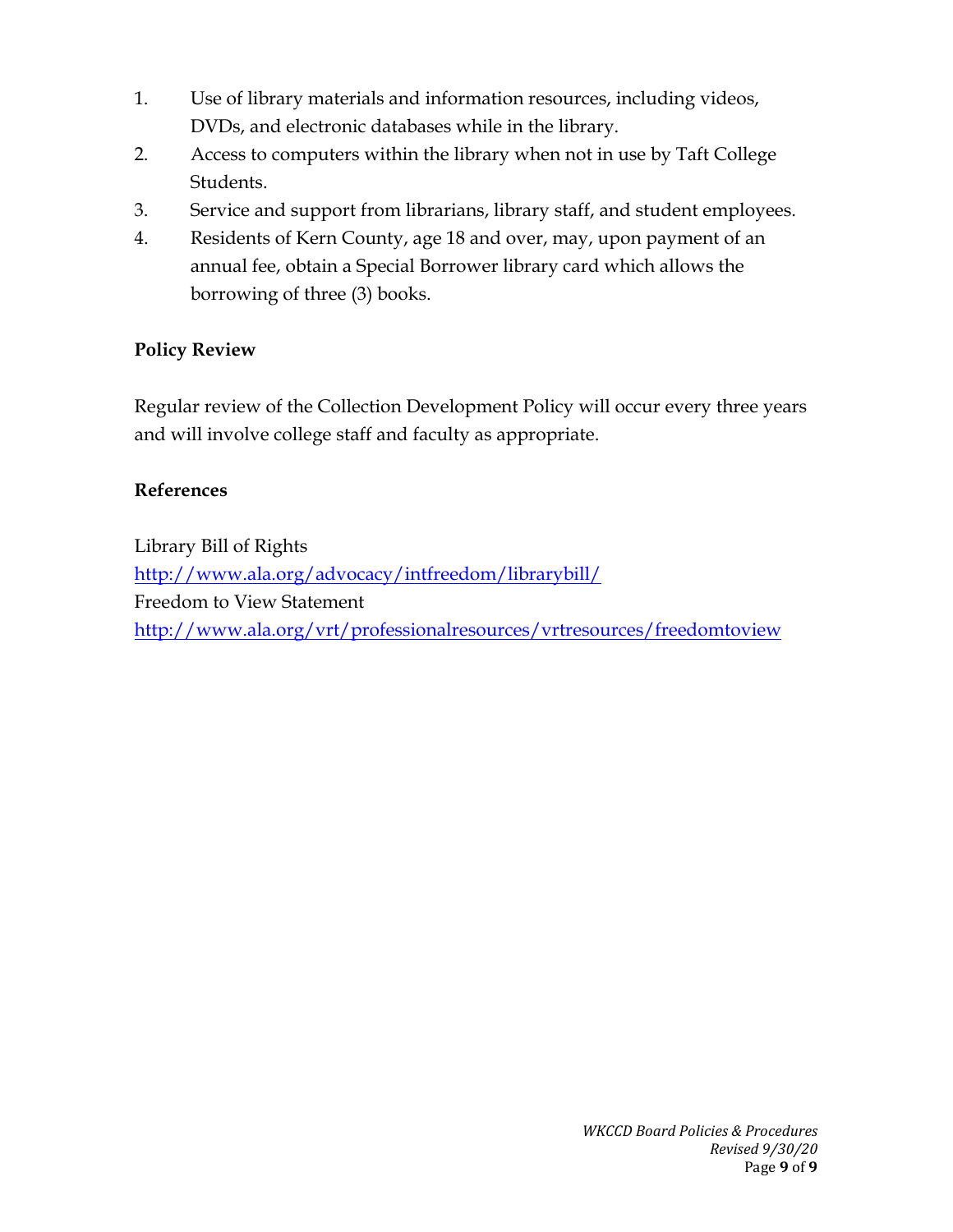1. Use of library materials and information resources, including videos, DVDs, and electronic databases while in the library.
2. Access to computers within the library when not in use by Taft College Students.
3. Service and support from librarians, library staff, and student employees.
4. Residents of Kern County, age 18 and over, may, upon payment of an annual fee, obtain a Special Borrower library card which allows the borrowing of three (3) books.

**Policy Review**

Regular review of the Collection Development Policy will occur every three years and will involve college staff and faculty as appropriate.

**References**

Library Bill of Rights
http://www.ala.org/advocacy/intfreedom/librarybill/
Freedom to View Statement
http://www.ala.org/vrt/professionalresources/vrtresources/freedomtoview